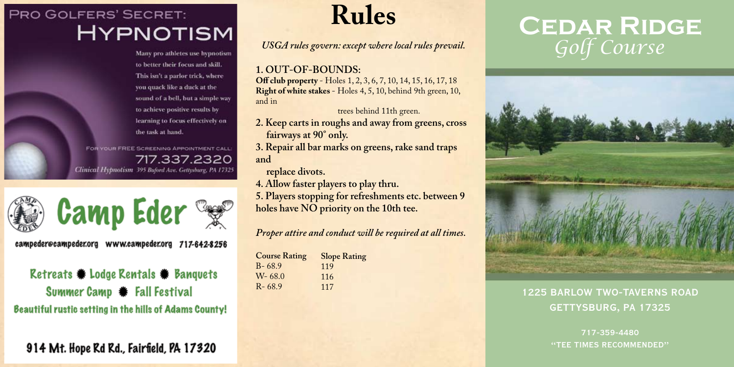## PRO GOLFERS' SECRET:
# HYPNOTISM

Many pro athletes use hypnotism to better their focus and skill. This isn't a parlor trick, where you quack like a duck at the sound of a bell, but a simple way to achieve positive results by learning to focus effectively on the task at hand.

FOR YOUR FREE SCREENING APPOINTMENT CALL:

717.337.2320

*Clinical Hypnotism* 395 Buford Ave. Gettysburg, PA 17325

# Camp Eder

campeder@campeder.org www.campeder.org 717-642-8256

Retreats ✹ Lodge Rentals ✹ Banquets
Summer Camp ✹ Fall Festival

Beautiful rustic setting in the hills of Adams County!

914 Mt. Hope Rd Rd., Fairfield, PA 17320

# Rules

*USGA rules govern: except where local rules prevail.*

**1. OUT-OF-BOUNDS:**

**Off club property** - Holes 1, 2, 3, 6, 7, 10, 14, 15, 16, 17, 18
**Right of white stakes** - Holes 4, 5, 10, behind 9th green, 10, and in trees behind 11th green.

**2. Keep carts in roughs and away from greens, cross fairways at 90˚ only.**

**3. Repair all bar marks on greens, rake sand traps and replace divots.**

**4. Allow faster players to play thru.**

**5. Players stopping for refreshments etc. between 9 holes have NO priority on the 10th tee.**

*Proper attire and conduct will be required at all times.*

| Course Rating | Slope Rating |
| --- | --- |
| B- 68.9 | 119 |
| W- 68.0 | 116 |
| R- 68.9 | 117 |

# CEDAR RIDGE
## *Golf Course*

1225 BARLOW TWO-TAVERNS ROAD
GETTYSBURG, PA 17325

717-359-4480
"TEE TIMES RECOMMENDED"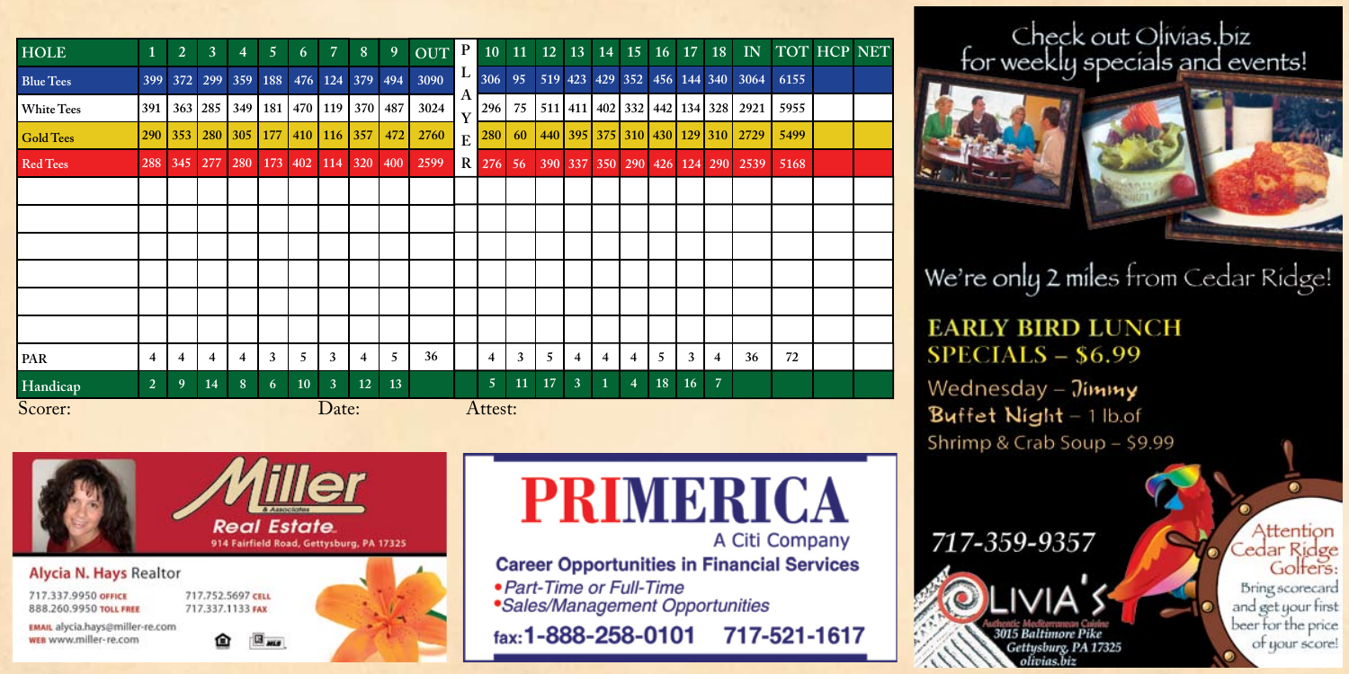| HOLE | 1 | 2 | 3 | 4 | 5 | 6 | 7 | 8 | 9 | OUT | PLAYER | 10 | 11 | 12 | 13 | 14 | 15 | 16 | 17 | 18 | IN | TOT | HCP | NET |
|---|---|---|---|---|---|---|---|---|---|---|---|---|---|---|---|---|---|---|---|---|---|---|---|---|
| Blue Tees | 399 | 372 | 299 | 359 | 188 | 476 | 124 | 379 | 494 | 3090 | | 306 | 95 | 519 | 423 | 429 | 352 | 456 | 144 | 340 | 3064 | 6155 | | |
| White Tees | 391 | 363 | 285 | 349 | 181 | 470 | 119 | 370 | 487 | 3024 | | 296 | 75 | 511 | 411 | 402 | 332 | 442 | 134 | 328 | 2921 | 5955 | | |
| Gold Tees | 290 | 353 | 280 | 305 | 177 | 410 | 116 | 357 | 472 | 2760 | | 280 | 60 | 440 | 395 | 375 | 310 | 430 | 129 | 310 | 2729 | 5499 | | |
| Red Tees | 288 | 345 | 277 | 280 | 173 | 402 | 114 | 320 | 400 | 2599 | | 276 | 56 | 390 | 337 | 350 | 290 | 426 | 124 | 290 | 2539 | 5168 | | |
| | | | | | | | | | | | | | | | | | | | | | | | | |
| | | | | | | | | | | | | | | | | | | | | | | | | |
| | | | | | | | | | | | | | | | | | | | | | | | | |
| | | | | | | | | | | | | | | | | | | | | | | | | |
| | | | | | | | | | | | | | | | | | | | | | | | | |
| | | | | | | | | | | | | | | | | | | | | | | | | |
| PAR | 4 | 4 | 4 | 4 | 3 | 5 | 3 | 4 | 5 | 36 | | 4 | 3 | 5 | 4 | 4 | 4 | 5 | 3 | 4 | 36 | 72 | | |
| Handicap | 2 | 9 | 14 | 8 | 6 | 10 | 3 | 12 | 13 | | | 5 | 11 | 17 | 3 | 1 | 4 | 18 | 16 | 7 | | | | |

Scorer: Date: Attest:

Miller & Associates Real Estate
914 Fairfield Road, Gettysburg, PA 17325

Alycia N. Hays Realtor
717.337.9950 OFFICE
888.260.9950 TOLL FREE
717.752.5697 CELL
717.337.1133 FAX
EMAIL alycia.hays@miller-re.com
WEB www.miller-re.com

PRIMERICA
A Citi Company
Career Opportunities in Financial Services
- Part-Time or Full-Time
- Sales/Management Opportunities

fax: 1-888-258-0101 717-521-1617

Check out Olivias.biz for weekly specials and events!

We're only 2 miles from Cedar Ridge!

EARLY BIRD LUNCH SPECIALS – $6.99

Wednesday – Jimmy Buffet Night – 1 lb. of Shrimp & Crab Soup – $9.99

717-359-9357

OLIVIA'S
Authentic Mediterranean Cuisine
3015 Baltimore Pike
Gettysburg, PA 17325
olivias.biz

Attention Cedar Ridge Golfers: Bring scorecard and get your first beer for the price of your score!